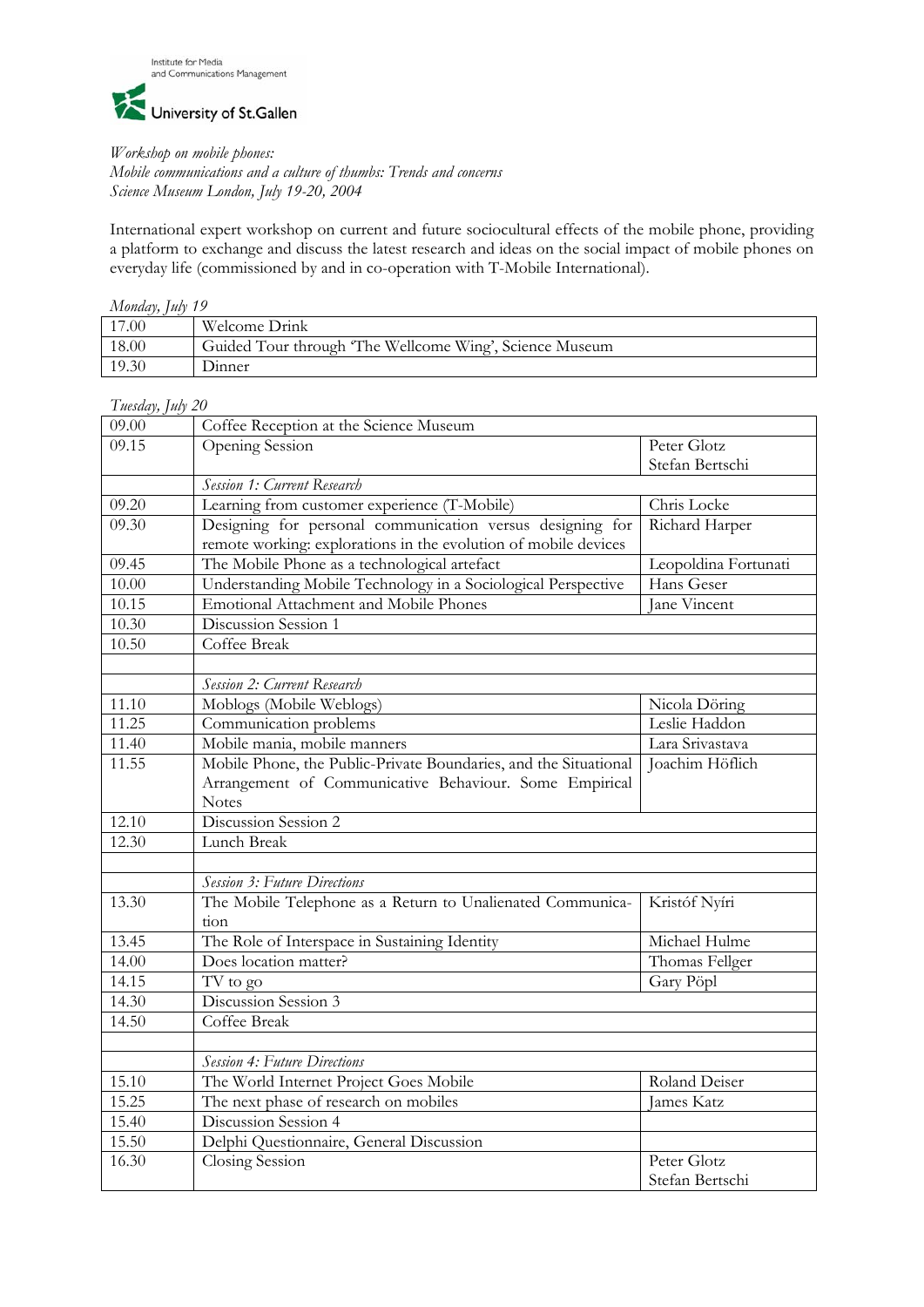Institute for Media and Communications Management

University of St.Gallen

*Workshop on mobile phones:*
*Mobile communications and a culture of thumbs: Trends and concerns*
*Science Museum London, July 19-20, 2004*

International expert workshop on current and future sociocultural effects of the mobile phone, providing a platform to exchange and discuss the latest research and ideas on the social impact of mobile phones on everyday life (commissioned by and in co-operation with T-Mobile International).

*Monday, July 19*

| | |
|---|---|
| 17.00 | Welcome Drink |
| 18.00 | Guided Tour through 'The Wellcome Wing', Science Museum |
| 19.30 | Dinner |

*Tuesday, July 20*

| | | |
|---|---|---|
| 09.00 | Coffee Reception at the Science Museum | |
| 09.15 | Opening Session | Peter Glotz<br>Stefan Bertschi |
| | *Session 1: Current Research* | |
| 09.20 | Learning from customer experience (T-Mobile) | Chris Locke |
| 09.30 | Designing for personal communication versus designing for remote working: explorations in the evolution of mobile devices | Richard Harper |
| 09.45 | The Mobile Phone as a technological artefact | Leopoldina Fortunati |
| 10.00 | Understanding Mobile Technology in a Sociological Perspective | Hans Geser |
| 10.15 | Emotional Attachment and Mobile Phones | Jane Vincent |
| 10.30 | Discussion Session 1 | |
| 10.50 | Coffee Break | |
| | | |
| | *Session 2: Current Research* | |
| 11.10 | Moblogs (Mobile Weblogs) | Nicola Döring |
| 11.25 | Communication problems | Leslie Haddon |
| 11.40 | Mobile mania, mobile manners | Lara Srivastava |
| 11.55 | Mobile Phone, the Public-Private Boundaries, and the Situational Arrangement of Communicative Behaviour. Some Empirical Notes | Joachim Höflich |
| 12.10 | Discussion Session 2 | |
| 12.30 | Lunch Break | |
| | | |
| | *Session 3: Future Directions* | |
| 13.30 | The Mobile Telephone as a Return to Unalienated Communication | Kristóf Nyíri |
| 13.45 | The Role of Interspace in Sustaining Identity | Michael Hulme |
| 14.00 | Does location matter? | Thomas Fellger |
| 14.15 | TV to go | Gary Pöpl |
| 14.30 | Discussion Session 3 | |
| 14.50 | Coffee Break | |
| | | |
| | *Session 4: Future Directions* | |
| 15.10 | The World Internet Project Goes Mobile | Roland Deiser |
| 15.25 | The next phase of research on mobiles | James Katz |
| 15.40 | Discussion Session 4 | |
| 15.50 | Delphi Questionnaire, General Discussion | |
| 16.30 | Closing Session | Peter Glotz<br>Stefan Bertschi |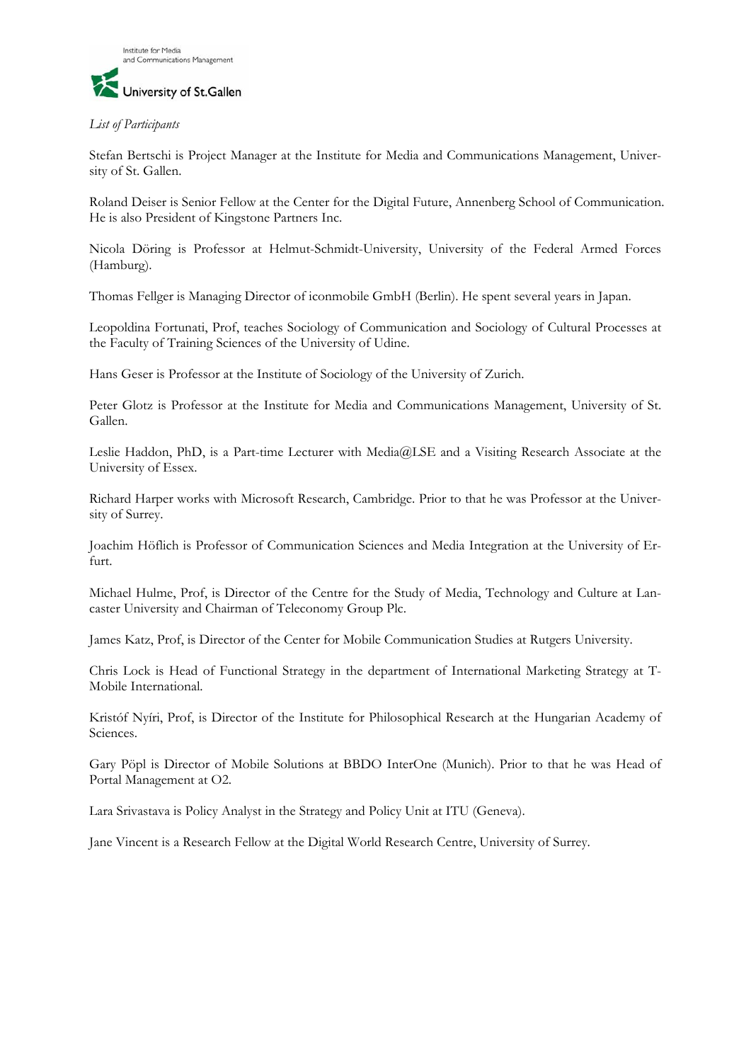Institute for Media
and Communications Management

University of St.Gallen

*List of Participants*

Stefan Bertschi is Project Manager at the Institute for Media and Communications Management, University of St. Gallen.

Roland Deiser is Senior Fellow at the Center for the Digital Future, Annenberg School of Communication. He is also President of Kingstone Partners Inc.

Nicola Döring is Professor at Helmut-Schmidt-University, University of the Federal Armed Forces (Hamburg).

Thomas Fellger is Managing Director of iconmobile GmbH (Berlin). He spent several years in Japan.

Leopoldina Fortunati, Prof, teaches Sociology of Communication and Sociology of Cultural Processes at the Faculty of Training Sciences of the University of Udine.

Hans Geser is Professor at the Institute of Sociology of the University of Zurich.

Peter Glotz is Professor at the Institute for Media and Communications Management, University of St. Gallen.

Leslie Haddon, PhD, is a Part-time Lecturer with Media@LSE and a Visiting Research Associate at the University of Essex.

Richard Harper works with Microsoft Research, Cambridge. Prior to that he was Professor at the University of Surrey.

Joachim Höflich is Professor of Communication Sciences and Media Integration at the University of Erfurt.

Michael Hulme, Prof, is Director of the Centre for the Study of Media, Technology and Culture at Lancaster University and Chairman of Teleconomy Group Plc.

James Katz, Prof, is Director of the Center for Mobile Communication Studies at Rutgers University.

Chris Lock is Head of Functional Strategy in the department of International Marketing Strategy at T-Mobile International.

Kristóf Nyíri, Prof, is Director of the Institute for Philosophical Research at the Hungarian Academy of Sciences.

Gary Pöpl is Director of Mobile Solutions at BBDO InterOne (Munich). Prior to that he was Head of Portal Management at O2.

Lara Srivastava is Policy Analyst in the Strategy and Policy Unit at ITU (Geneva).

Jane Vincent is a Research Fellow at the Digital World Research Centre, University of Surrey.